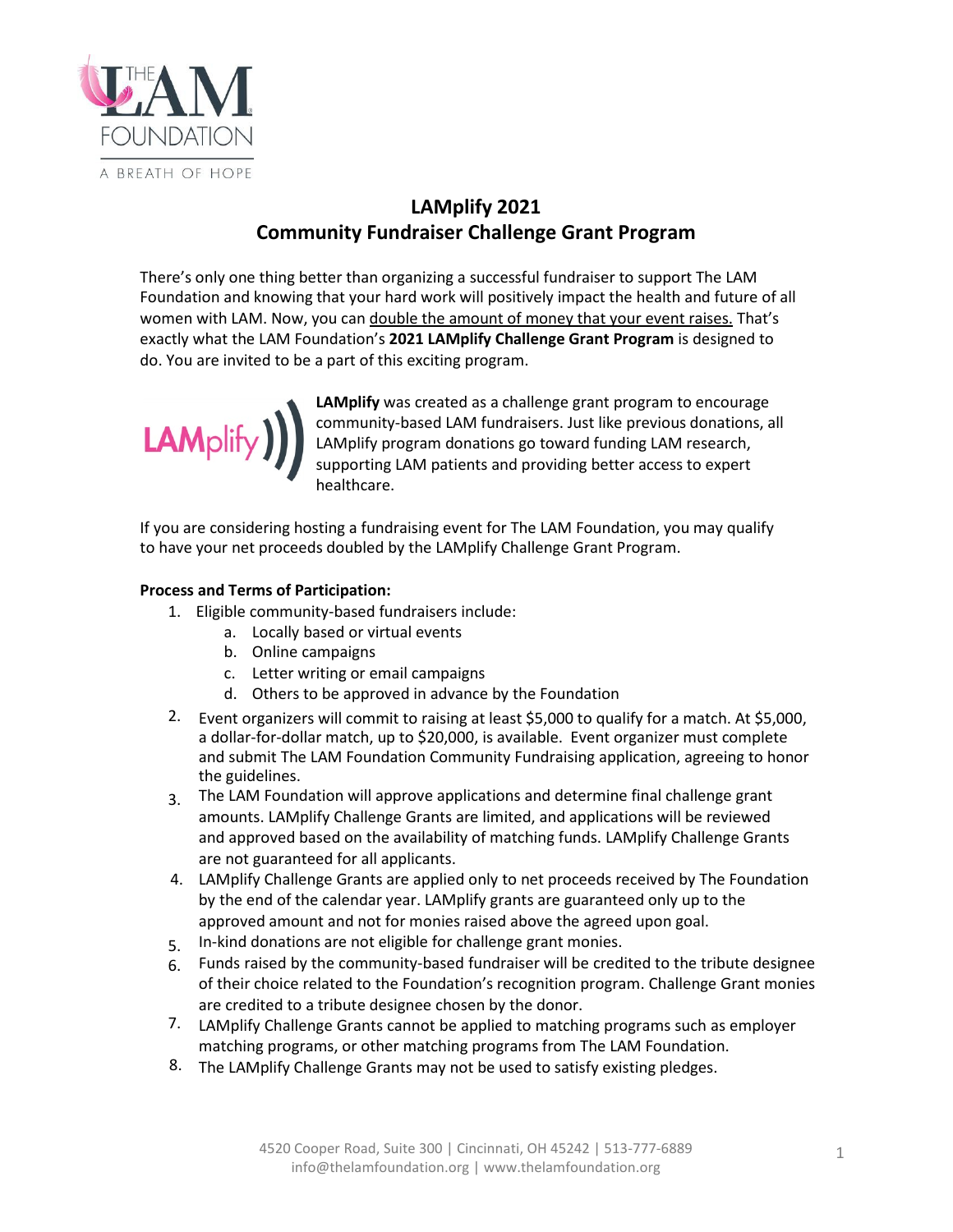# LAMplify 2021
## Community Fundraiser Challenge Grant Program

There's only one thing better than organizing a successful fundraiser to support The LAM Foundation and knowing that your hard work will positively impact the health and future of all women with LAM. Now, you can double the amount of money that your event raises. That's exactly what the LAM Foundation's **2021 LAMplify Challenge Grant Program** is designed to do. You are invited to be a part of this exciting program.

**LAMplify** was created as a challenge grant program to encourage community-based LAM fundraisers. Just like previous donations, all LAMplify program donations go toward funding LAM research, supporting LAM patients and providing better access to expert healthcare.

If you are considering hosting a fundraising event for The LAM Foundation, you may qualify to have your net proceeds doubled by the LAMplify Challenge Grant Program.

**Process and Terms of Participation:**

1. Eligible community-based fundraisers include:
   a. Locally based or virtual events
   b. Online campaigns
   c. Letter writing or email campaigns
   d. Others to be approved in advance by the Foundation
2. Event organizers will commit to raising at least $5,000 to qualify for a match. At $5,000, a dollar-for-dollar match, up to $20,000, is available. Event organizer must complete and submit The LAM Foundation Community Fundraising application, agreeing to honor the guidelines.
3. The LAM Foundation will approve applications and determine final challenge grant amounts. LAMplify Challenge Grants are limited, and applications will be reviewed and approved based on the availability of matching funds. LAMplify Challenge Grants are not guaranteed for all applicants.
4. LAMplify Challenge Grants are applied only to net proceeds received by The Foundation by the end of the calendar year. LAMplify grants are guaranteed only up to the approved amount and not for monies raised above the agreed upon goal.
5. In-kind donations are not eligible for challenge grant monies.
6. Funds raised by the community-based fundraiser will be credited to the tribute designee of their choice related to the Foundation's recognition program. Challenge Grant monies are credited to a tribute designee chosen by the donor.
7. LAMplify Challenge Grants cannot be applied to matching programs such as employer matching programs, or other matching programs from The LAM Foundation.
8. The LAMplify Challenge Grants may not be used to satisfy existing pledges.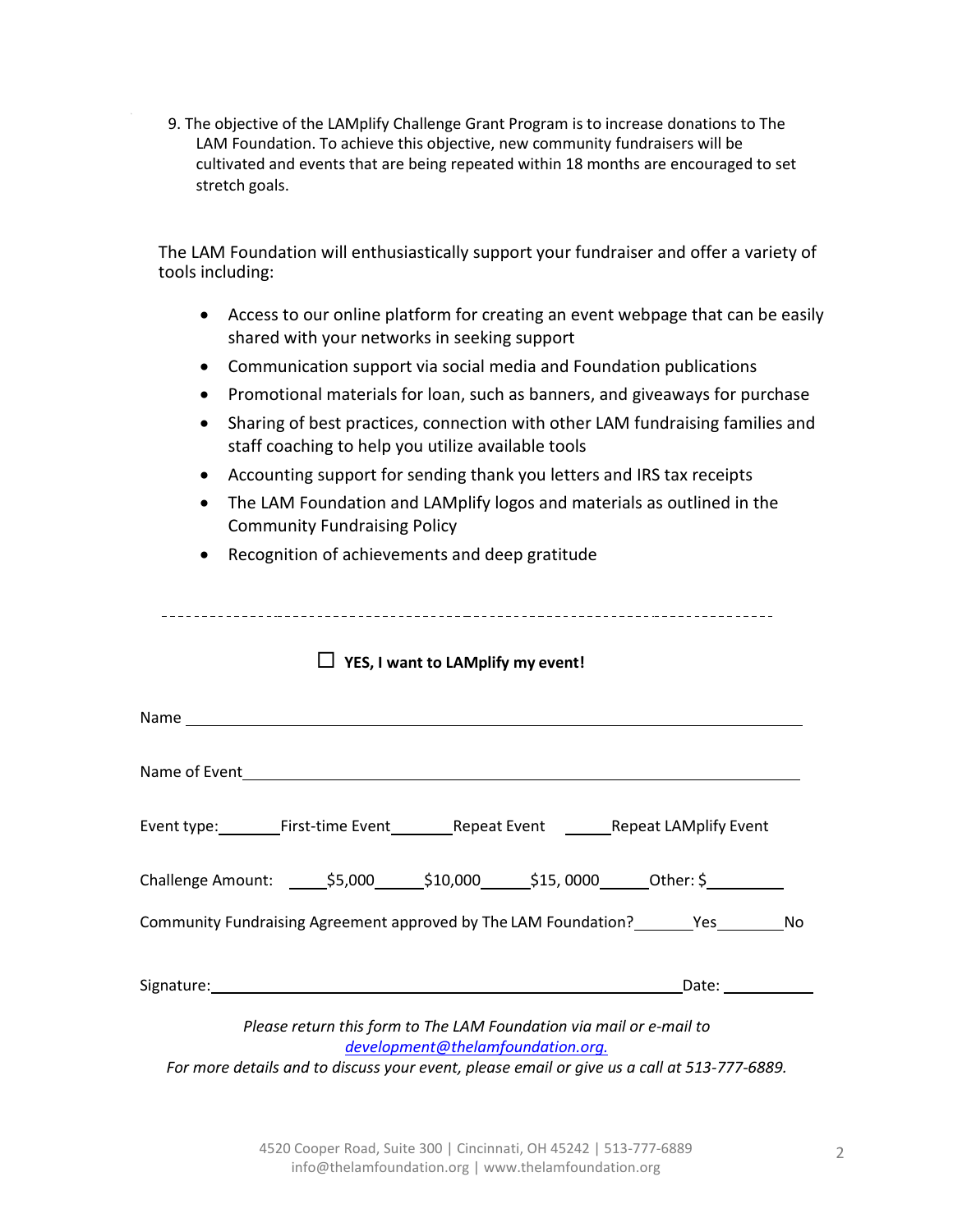9. The objective of the LAMplify Challenge Grant Program is to increase donations to The LAM Foundation. To achieve this objective, new community fundraisers will be cultivated and events that are being repeated within 18 months are encouraged to set stretch goals.

The LAM Foundation will enthusiastically support your fundraiser and offer a variety of tools including:

- Access to our online platform for creating an event webpage that can be easily shared with your networks in seeking support
- Communication support via social media and Foundation publications
- Promotional materials for loan, such as banners, and giveaways for purchase
- Sharing of best practices, connection with other LAM fundraising families and staff coaching to help you utilize available tools
- Accounting support for sending thank you letters and IRS tax receipts
- The LAM Foundation and LAMplify logos and materials as outlined in the Community Fundraising Policy
- Recognition of achievements and deep gratitude

---

☐ **YES, I want to LAMplify my event!**

Name ________________________________________________________________

Name of Event ________________________________________________________

Event type: ______ First-time Event ______ Repeat Event ______ Repeat LAMplify Event

Challenge Amount: ____ $5,000 ____ $10,000 ____ $15, 0000 ____ Other: $ ________

Community Fundraising Agreement approved by The LAM Foundation? ______ Yes ______ No

Signature: ____________________________________________ Date: __________

*Please return this form to The LAM Foundation via mail or e-mail to development@thelamfoundation.org.*

*For more details and to discuss your event, please email or give us a call at 513-777-6889.*

4520 Cooper Road, Suite 300 | Cincinnati, OH 45242 | 513-777-6889
info@thelamfoundation.org | www.thelamfoundation.org